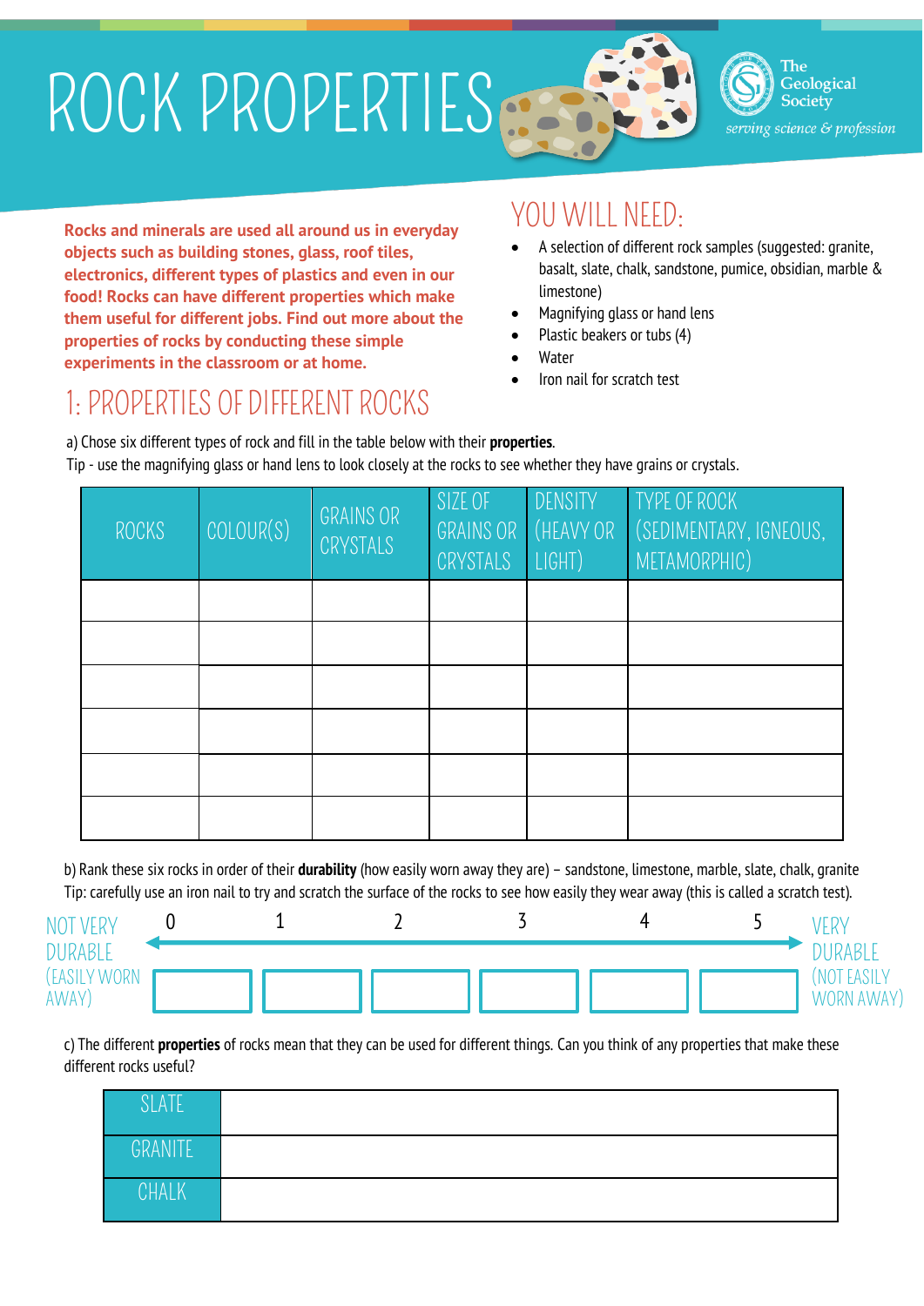# ROCK PROPERTIES

The Geological Society

*serving science & profession*

**Rocks and minerals are used all around us in everyday objects such as building stones, glass, roof tiles, electronics, different types of plastics and even in our food! Rocks can have different properties which make them useful for different jobs. Find out more about the properties of rocks by conducting these simple experiments in the classroom or at home.**

## YOU WILL NEED:

- A selection of different rock samples (suggested: granite, basalt, slate, chalk, sandstone, pumice, obsidian, marble & limestone)
- Magnifying glass or hand lens
- Plastic beakers or tubs (4)
- Water
- Iron nail for scratch test

## 1: PROPERTIES OF DIFFERENT ROCKS

a) Chose six different types of rock and fill in the table below with their **properties**.

Tip - use the magnifying glass or hand lens to look closely at the rocks to see whether they have grains or crystals.

| ROCKS | COLOUR(S) | GRAINS OR CRYSTALS | SIZE OF GRAINS OR CRYSTALS | DENSITY (HEAVY OR LIGHT) | TYPE OF ROCK (SEDIMENTARY, IGNEOUS, METAMORPHIC) |
|---|---|---|---|---|---|
| | | | | | |
| | | | | | |
| | | | | | |
| | | | | | |
| | | | | | |
| | | | | | |

b) Rank these six rocks in order of their **durability** (how easily worn away they are) – sandstone, limestone, marble, slate, chalk, granite

Tip: carefully use an iron nail to try and scratch the surface of the rocks to see how easily they wear away (this is called a scratch test).

| NOT VERY DURABLE (EASILY WORN AWAY) | 0 | 1 | 2 | 3 | 4 | 5 | VERY DURABLE (NOT EASILY WORN AWAY) |
|---|---|---|---|---|---|---|---|
| | | | | | | | |

c) The different **properties** of rocks mean that they can be used for different things. Can you think of any properties that make these different rocks useful?

| | |
|---|---|
| SLATE | |
| GRANITE | |
| CHALK | |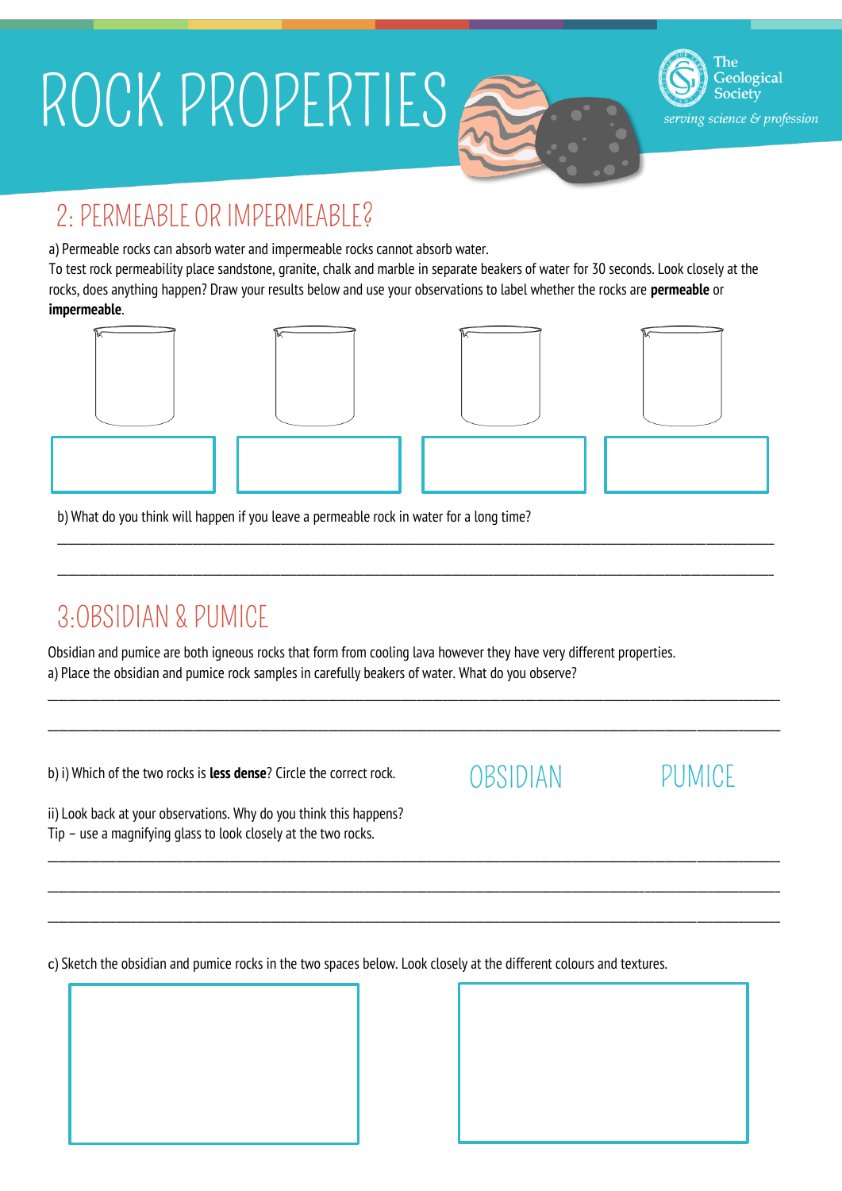# ROCK PROPERTIES

The Geological Society
*serving science & profession*

## 2: PERMEABLE OR IMPERMEABLE?

a) Permeable rocks can absorb water and impermeable rocks cannot absorb water.
To test rock permeability place sandstone, granite, chalk and marble in separate beakers of water for 30 seconds. Look closely at the rocks, does anything happen? Draw your results below and use your observations to label whether the rocks are **permeable** or **impermeable**.

b) What do you think will happen if you leave a permeable rock in water for a long time?

\_\_\_\_\_\_\_\_\_\_\_\_\_\_\_\_\_\_\_\_\_\_\_\_\_\_\_\_\_\_\_\_\_\_\_\_\_\_\_\_\_\_\_\_\_\_\_\_\_\_\_\_\_\_\_\_\_\_\_\_\_\_\_\_\_\_\_\_\_\_\_\_

\_\_\_\_\_\_\_\_\_\_\_\_\_\_\_\_\_\_\_\_\_\_\_\_\_\_\_\_\_\_\_\_\_\_\_\_\_\_\_\_\_\_\_\_\_\_\_\_\_\_\_\_\_\_\_\_\_\_\_\_\_\_\_\_\_\_\_\_\_\_\_\_

## 3:OBSIDIAN & PUMICE

Obsidian and pumice are both igneous rocks that form from cooling lava however they have very different properties.
a) Place the obsidian and pumice rock samples in carefully beakers of water. What do you observe?

\_\_\_\_\_\_\_\_\_\_\_\_\_\_\_\_\_\_\_\_\_\_\_\_\_\_\_\_\_\_\_\_\_\_\_\_\_\_\_\_\_\_\_\_\_\_\_\_\_\_\_\_\_\_\_\_\_\_\_\_\_\_\_\_\_\_\_\_\_\_\_\_

\_\_\_\_\_\_\_\_\_\_\_\_\_\_\_\_\_\_\_\_\_\_\_\_\_\_\_\_\_\_\_\_\_\_\_\_\_\_\_\_\_\_\_\_\_\_\_\_\_\_\_\_\_\_\_\_\_\_\_\_\_\_\_\_\_\_\_\_\_\_\_\_

b) i) Which of the two rocks is **less dense**? Circle the correct rock.

OBSIDIAN PUMICE

ii) Look back at your observations. Why do you think this happens?
Tip – use a magnifying glass to look closely at the two rocks.

\_\_\_\_\_\_\_\_\_\_\_\_\_\_\_\_\_\_\_\_\_\_\_\_\_\_\_\_\_\_\_\_\_\_\_\_\_\_\_\_\_\_\_\_\_\_\_\_\_\_\_\_\_\_\_\_\_\_\_\_\_\_\_\_\_\_\_\_\_\_\_\_

\_\_\_\_\_\_\_\_\_\_\_\_\_\_\_\_\_\_\_\_\_\_\_\_\_\_\_\_\_\_\_\_\_\_\_\_\_\_\_\_\_\_\_\_\_\_\_\_\_\_\_\_\_\_\_\_\_\_\_\_\_\_\_\_\_\_\_\_\_\_\_\_

\_\_\_\_\_\_\_\_\_\_\_\_\_\_\_\_\_\_\_\_\_\_\_\_\_\_\_\_\_\_\_\_\_\_\_\_\_\_\_\_\_\_\_\_\_\_\_\_\_\_\_\_\_\_\_\_\_\_\_\_\_\_\_\_\_\_\_\_\_\_\_\_

c) Sketch the obsidian and pumice rocks in the two spaces below. Look closely at the different colours and textures.